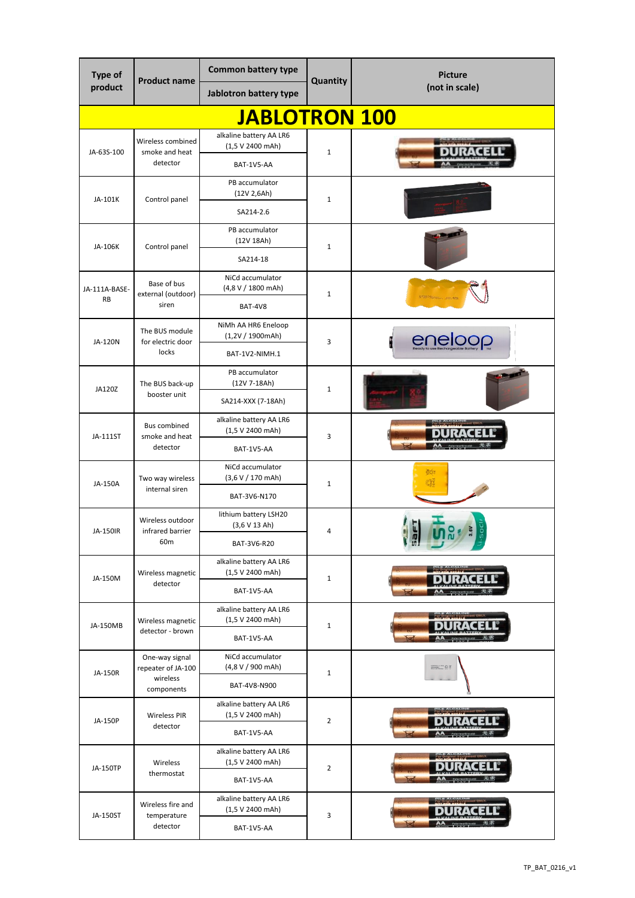| Type of product | Product name | Common battery type / Jablotron battery type | Quantity | Picture (not in scale) |
|---|---|---|---|---|
| **JABLOTRON 100** | | | | |
| JA-63S-100 | Wireless combined smoke and heat detector | alkaline battery AA LR6 (1,5 V 2400 mAh) / BAT-1V5-AA | 1 | |
| JA-101K | Control panel | PB accumulator (12V 2,6Ah) / SA214-2.6 | 1 | |
| JA-106K | Control panel | PB accumulator (12V 18Ah) / SA214-18 | 1 | |
| JA-111A-BASE-RB | Base of bus external (outdoor) siren | NiCd accumulator (4,8 V / 1800 mAh) / BAT-4V8 | 1 | |
| JA-120N | The BUS module for electric door locks | NiMh AA HR6 Eneloop (1,2V / 1900mAh) / BAT-1V2-NIMH.1 | 3 | |
| JA120Z | The BUS back-up booster unit | PB accumulator (12V 7-18Ah) / SA214-XXX (7-18Ah) | 1 | |
| JA-111ST | Bus combined smoke and heat detector | alkaline battery AA LR6 (1,5 V 2400 mAh) / BAT-1V5-AA | 3 | |
| JA-150A | Two way wireless internal siren | NiCd accumulator (3,6 V / 170 mAh) / BAT-3V6-N170 | 1 | |
| JA-150IR | Wireless outdoor infrared barrier 60m | lithium battery LSH20 (3,6 V 13 Ah) / BAT-3V6-R20 | 4 | |
| JA-150M | Wireless magnetic detector | alkaline battery AA LR6 (1,5 V 2400 mAh) / BAT-1V5-AA | 1 | |
| JA-150MB | Wireless magnetic detector - brown | alkaline battery AA LR6 (1,5 V 2400 mAh) / BAT-1V5-AA | 1 | |
| JA-150R | One-way signal repeater of JA-100 wireless components | NiCd accumulator (4,8 V / 900 mAh) / BAT-4V8-N900 | 1 | |
| JA-150P | Wireless PIR detector | alkaline battery AA LR6 (1,5 V 2400 mAh) / BAT-1V5-AA | 2 | |
| JA-150TP | Wireless thermostat | alkaline battery AA LR6 (1,5 V 2400 mAh) / BAT-1V5-AA | 2 | |
| JA-150ST | Wireless fire and temperature detector | alkaline battery AA LR6 (1,5 V 2400 mAh) / BAT-1V5-AA | 3 | |

TP_BAT_0216_v1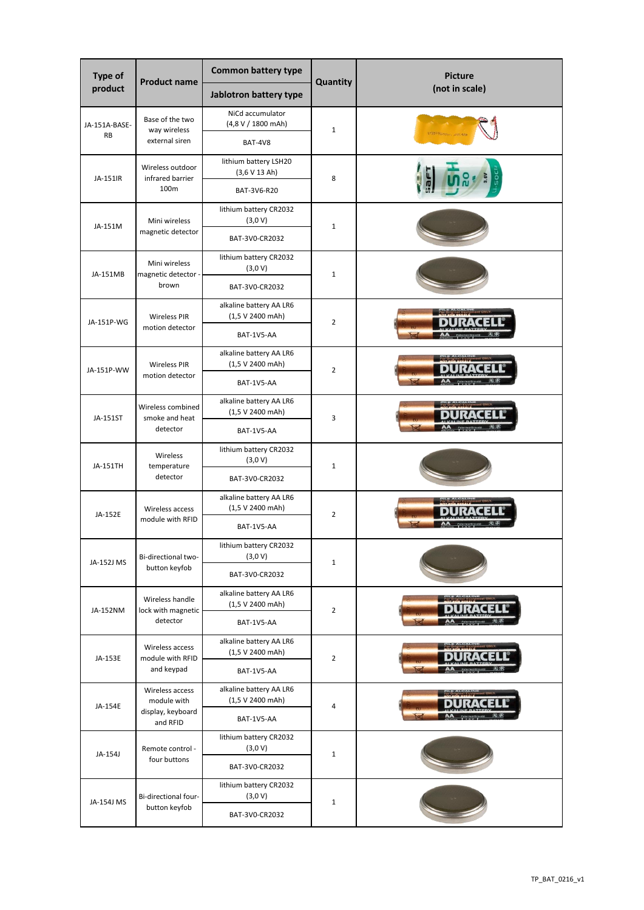| Type of product | Product name | Common battery type | Quantity | Picture (not in scale) |
|---|---|---|---|---|
| | | Jablotron battery type | | |
| JA-151A-BASE-RB | Base of the two way wireless external siren | NiCd accumulator (4,8 V / 1800 mAh) | 1 | |
| | | BAT-4V8 | | |
| JA-151IR | Wireless outdoor infrared barrier 100m | lithium battery LSH20 (3,6 V 13 Ah) | 8 | |
| | | BAT-3V6-R20 | | |
| JA-151M | Mini wireless magnetic detector | lithium battery CR2032 (3,0 V) | 1 | |
| | | BAT-3V0-CR2032 | | |
| JA-151MB | Mini wireless magnetic detector - brown | lithium battery CR2032 (3,0 V) | 1 | |
| | | BAT-3V0-CR2032 | | |
| JA-151P-WG | Wireless PIR motion detector | alkaline battery AA LR6 (1,5 V 2400 mAh) | 2 | |
| | | BAT-1V5-AA | | |
| JA-151P-WW | Wireless PIR motion detector | alkaline battery AA LR6 (1,5 V 2400 mAh) | 2 | |
| | | BAT-1V5-AA | | |
| JA-151ST | Wireless combined smoke and heat detector | alkaline battery AA LR6 (1,5 V 2400 mAh) | 3 | |
| | | BAT-1V5-AA | | |
| JA-151TH | Wireless temperature detector | lithium battery CR2032 (3,0 V) | 1 | |
| | | BAT-3V0-CR2032 | | |
| JA-152E | Wireless access module with RFID | alkaline battery AA LR6 (1,5 V 2400 mAh) | 2 | |
| | | BAT-1V5-AA | | |
| JA-152J MS | Bi-directional two-button keyfob | lithium battery CR2032 (3,0 V) | 1 | |
| | | BAT-3V0-CR2032 | | |
| JA-152NM | Wireless handle lock with magnetic detector | alkaline battery AA LR6 (1,5 V 2400 mAh) | 2 | |
| | | BAT-1V5-AA | | |
| JA-153E | Wireless access module with RFID and keypad | alkaline battery AA LR6 (1,5 V 2400 mAh) | 2 | |
| | | BAT-1V5-AA | | |
| JA-154E | Wireless access module with display, keyboard and RFID | alkaline battery AA LR6 (1,5 V 2400 mAh) | 4 | |
| | | BAT-1V5-AA | | |
| JA-154J | Remote control - four buttons | lithium battery CR2032 (3,0 V) | 1 | |
| | | BAT-3V0-CR2032 | | |
| JA-154J MS | Bi-directional four-button keyfob | lithium battery CR2032 (3,0 V) | 1 | |
| | | BAT-3V0-CR2032 | | |

TP_BAT_0216_v1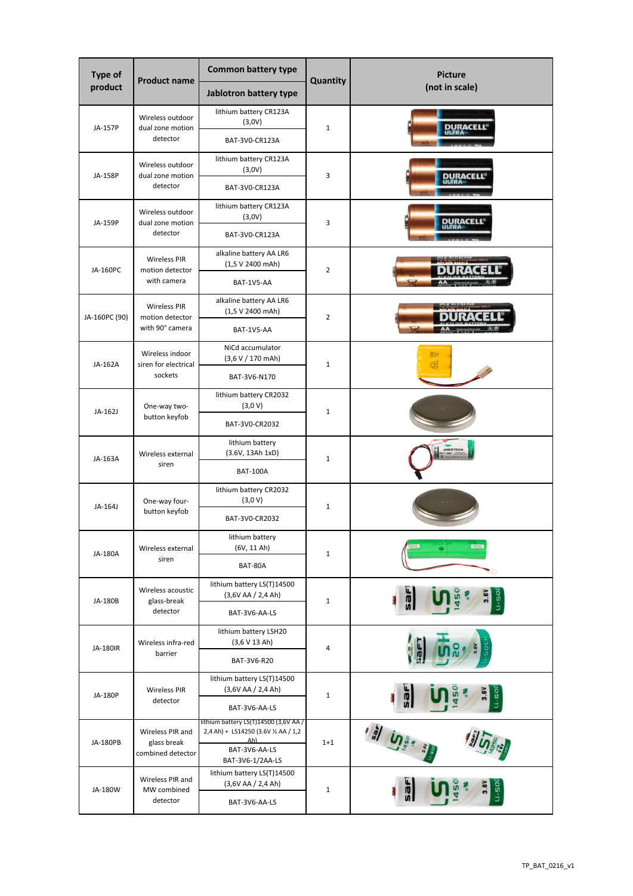| Type of product | Product name | Common battery type / Jablotron battery type | Quantity | Picture (not in scale) |
|---|---|---|---|---|
| JA-157P | Wireless outdoor dual zone motion detector | lithium battery CR123A (3,0V) / BAT-3V0-CR123A | 1 | |
| JA-158P | Wireless outdoor dual zone motion detector | lithium battery CR123A (3,0V) / BAT-3V0-CR123A | 3 | |
| JA-159P | Wireless outdoor dual zone motion detector | lithium battery CR123A (3,0V) / BAT-3V0-CR123A | 3 | |
| JA-160PC | Wireless PIR motion detector with camera | alkaline battery AA LR6 (1,5 V 2400 mAh) / BAT-1V5-AA | 2 | |
| JA-160PC (90) | Wireless PIR motion detector with 90° camera | alkaline battery AA LR6 (1,5 V 2400 mAh) / BAT-1V5-AA | 2 | |
| JA-162A | Wireless indoor siren for electrical sockets | NiCd accumulator (3,6 V / 170 mAh) / BAT-3V6-N170 | 1 | |
| JA-162J | One-way two-button keyfob | lithium battery CR2032 (3,0 V) / BAT-3V0-CR2032 | 1 | |
| JA-163A | Wireless external siren | lithium battery (3.6V, 13Ah 1xD) / BAT-100A | 1 | |
| JA-164J | One-way four-button keyfob | lithium battery CR2032 (3,0 V) / BAT-3V0-CR2032 | 1 | |
| JA-180A | Wireless external siren | lithium battery (6V, 11 Ah) / BAT-80A | 1 | |
| JA-180B | Wireless acoustic glass-break detector | lithium battery LS(T)14500 (3,6V AA / 2,4 Ah) / BAT-3V6-AA-LS | 1 | |
| JA-180IR | Wireless infra-red barrier | lithium battery LSH20 (3,6 V 13 Ah) / BAT-3V6-R20 | 4 | |
| JA-180P | Wireless PIR detector | lithium battery LS(T)14500 (3,6V AA / 2,4 Ah) / BAT-3V6-AA-LS | 1 | |
| JA-180PB | Wireless PIR and glass break combined detector | lithium battery LS(T)14500 (3,6V AA / 2,4 Ah) + LS14250 (3.6V ½ AA / 1,2 Ah) / BAT-3V6-AA-LS BAT-3V6-1/2AA-LS | 1+1 | |
| JA-180W | Wireless PIR and MW combined detector | lithium battery LS(T)14500 (3,6V AA / 2,4 Ah) / BAT-3V6-AA-LS | 1 | |

TP_BAT_0216_v1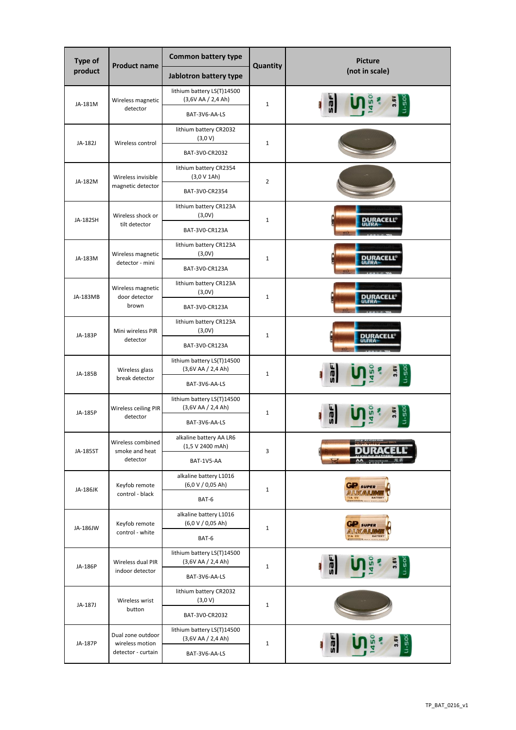| Type of product | Product name | Common battery type / Jablotron battery type | Quantity | Picture (not in scale) |
|---|---|---|---|---|
| JA-181M | Wireless magnetic detector | lithium battery LS(T)14500 (3,6V AA / 2,4 Ah) / BAT-3V6-AA-LS | 1 | |
| JA-182J | Wireless control | lithium battery CR2032 (3,0 V) / BAT-3V0-CR2032 | 1 | |
| JA-182M | Wireless invisible magnetic detector | lithium battery CR2354 (3,0 V 1Ah) / BAT-3V0-CR2354 | 2 | |
| JA-182SH | Wireless shock or tilt detector | lithium battery CR123A (3,0V) / BAT-3V0-CR123A | 1 | |
| JA-183M | Wireless magnetic detector - mini | lithium battery CR123A (3,0V) / BAT-3V0-CR123A | 1 | |
| JA-183MB | Wireless magnetic door detector brown | lithium battery CR123A (3,0V) / BAT-3V0-CR123A | 1 | |
| JA-183P | Mini wireless PIR detector | lithium battery CR123A (3,0V) / BAT-3V0-CR123A | 1 | |
| JA-185B | Wireless glass break detector | lithium battery LS(T)14500 (3,6V AA / 2,4 Ah) / BAT-3V6-AA-LS | 1 | |
| JA-185P | Wireless ceiling PIR detector | lithium battery LS(T)14500 (3,6V AA / 2,4 Ah) / BAT-3V6-AA-LS | 1 | |
| JA-185ST | Wireless combined smoke and heat detector | alkaline battery AA LR6 (1,5 V 2400 mAh) / BAT-1V5-AA | 3 | |
| JA-186JK | Keyfob remote control - black | alkaline battery L1016 (6,0 V / 0,05 Ah) / BAT-6 | 1 | |
| JA-186JW | Keyfob remote control - white | alkaline battery L1016 (6,0 V / 0,05 Ah) / BAT-6 | 1 | |
| JA-186P | Wireless dual PIR indoor detector | lithium battery LS(T)14500 (3,6V AA / 2,4 Ah) / BAT-3V6-AA-LS | 1 | |
| JA-187J | Wireless wrist button | lithium battery CR2032 (3,0 V) / BAT-3V0-CR2032 | 1 | |
| JA-187P | Dual zone outdoor wireless motion detector - curtain | lithium battery LS(T)14500 (3,6V AA / 2,4 Ah) / BAT-3V6-AA-LS | 1 | |

TP_BAT_0216_v1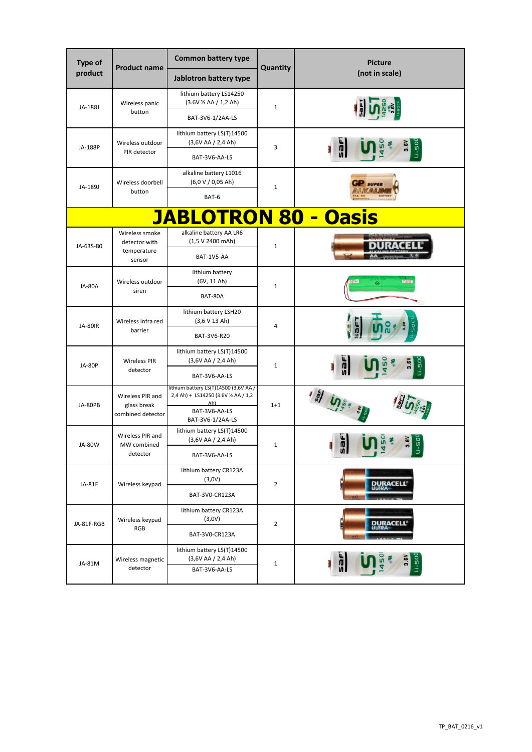| Type of product | Product name | Common battery type / Jablotron battery type | Quantity | Picture (not in scale) |
|---|---|---|---|---|
| JA-188J | Wireless panic button | lithium battery LS14250 (3.6V ½ AA / 1,2 Ah) / BAT-3V6-1/2AA-LS | 1 | |
| JA-188P | Wireless outdoor PIR detector | lithium battery LS(T)14500 (3,6V AA / 2,4 Ah) / BAT-3V6-AA-LS | 3 | |
| JA-189J | Wireless doorbell button | alkaline battery L1016 (6,0 V / 0,05 Ah) / BAT-6 | 1 | |
| **JABLOTRON 80 - Oasis** | | | | |
| JA-63S-80 | Wireless smoke detector with temperature sensor | alkaline battery AA LR6 (1,5 V 2400 mAh) / BAT-1V5-AA | 1 | |
| JA-80A | Wireless outdoor siren | lithium battery (6V, 11 Ah) / BAT-80A | 1 | |
| JA-80IR | Wireless infra red barrier | lithium battery LSH20 (3,6 V 13 Ah) / BAT-3V6-R20 | 4 | |
| JA-80P | Wireless PIR detector | lithium battery LS(T)14500 (3,6V AA / 2,4 Ah) / BAT-3V6-AA-LS | 1 | |
| JA-80PB | Wireless PIR and glass break combined detector | lithium battery LS(T)14500 (3,6V AA / 2,4 Ah) + LS14250 (3.6V ½ AA / 1,2 Ah) / BAT-3V6-AA-LS BAT-3V6-1/2AA-LS | 1+1 | |
| JA-80W | Wireless PIR and MW combined detector | lithium battery LS(T)14500 (3,6V AA / 2,4 Ah) / BAT-3V6-AA-LS | 1 | |
| JA-81F | Wireless keypad | lithium battery CR123A (3,0V) / BAT-3V0-CR123A | 2 | |
| JA-81F-RGB | Wireless keypad RGB | lithium battery CR123A (3,0V) / BAT-3V0-CR123A | 2 | |
| JA-81M | Wireless magnetic detector | lithium battery LS(T)14500 (3,6V AA / 2,4 Ah) / BAT-3V6-AA-LS | 1 | |

TP_BAT_0216_v1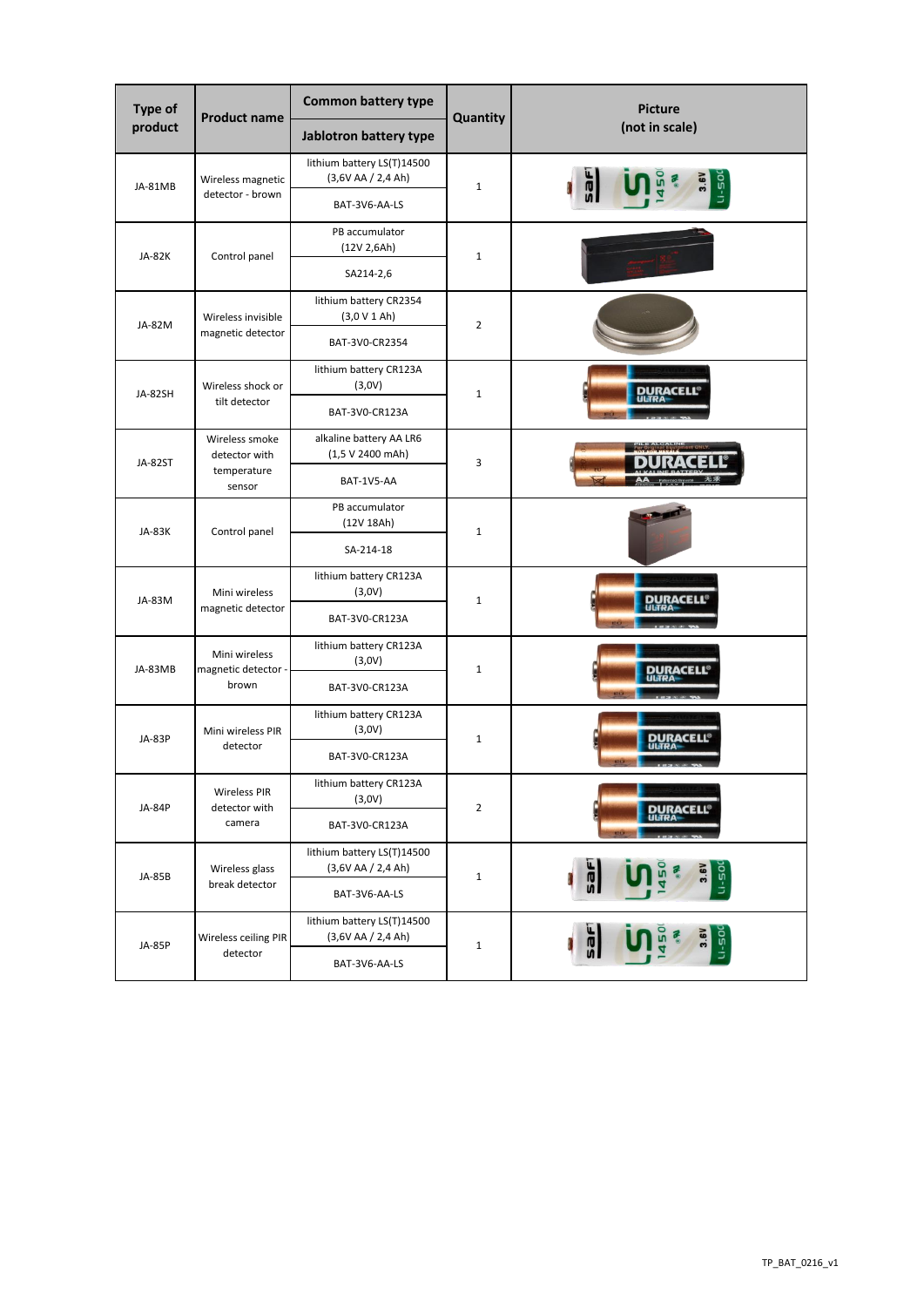| Type of product | Product name | Common battery type | Quantity | Picture (not in scale) |
|---|---|---|---|---|
| | | Jablotron battery type | | |
| JA-81MB | Wireless magnetic detector - brown | lithium battery LS(T)14500 (3,6V AA / 2,4 Ah) | 1 | |
| | | BAT-3V6-AA-LS | | |
| JA-82K | Control panel | PB accumulator (12V 2,6Ah) | 1 | |
| | | SA214-2,6 | | |
| JA-82M | Wireless invisible magnetic detector | lithium battery CR2354 (3,0 V 1 Ah) | 2 | |
| | | BAT-3V0-CR2354 | | |
| JA-82SH | Wireless shock or tilt detector | lithium battery CR123A (3,0V) | 1 | |
| | | BAT-3V0-CR123A | | |
| JA-82ST | Wireless smoke detector with temperature sensor | alkaline battery AA LR6 (1,5 V 2400 mAh) | 3 | |
| | | BAT-1V5-AA | | |
| JA-83K | Control panel | PB accumulator (12V 18Ah) | 1 | |
| | | SA-214-18 | | |
| JA-83M | Mini wireless magnetic detector | lithium battery CR123A (3,0V) | 1 | |
| | | BAT-3V0-CR123A | | |
| JA-83MB | Mini wireless magnetic detector - brown | lithium battery CR123A (3,0V) | 1 | |
| | | BAT-3V0-CR123A | | |
| JA-83P | Mini wireless PIR detector | lithium battery CR123A (3,0V) | 1 | |
| | | BAT-3V0-CR123A | | |
| JA-84P | Wireless PIR detector with camera | lithium battery CR123A (3,0V) | 2 | |
| | | BAT-3V0-CR123A | | |
| JA-85B | Wireless glass break detector | lithium battery LS(T)14500 (3,6V AA / 2,4 Ah) | 1 | |
| | | BAT-3V6-AA-LS | | |
| JA-85P | Wireless ceiling PIR detector | lithium battery LS(T)14500 (3,6V AA / 2,4 Ah) | 1 | |
| | | BAT-3V6-AA-LS | | |

TP_BAT_0216_v1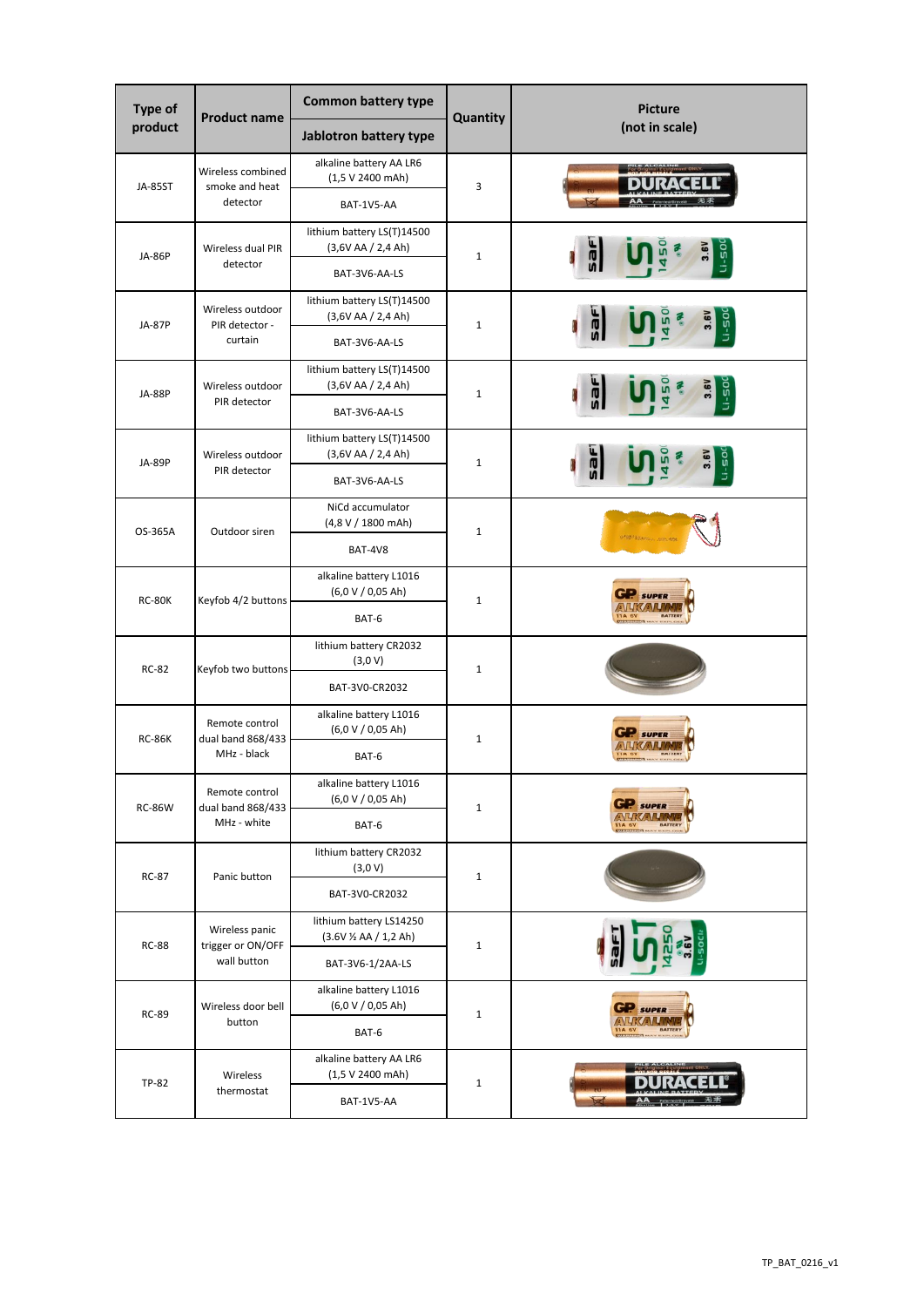| Type of product | Product name | Common battery type / Jablotron battery type | Quantity | Picture (not in scale) |
|---|---|---|---|---|
| JA-85ST | Wireless combined smoke and heat detector | alkaline battery AA LR6 (1,5 V 2400 mAh) / BAT-1V5-AA | 3 | |
| JA-86P | Wireless dual PIR detector | lithium battery LS(T)14500 (3,6V AA / 2,4 Ah) / BAT-3V6-AA-LS | 1 | |
| JA-87P | Wireless outdoor PIR detector - curtain | lithium battery LS(T)14500 (3,6V AA / 2,4 Ah) / BAT-3V6-AA-LS | 1 | |
| JA-88P | Wireless outdoor PIR detector | lithium battery LS(T)14500 (3,6V AA / 2,4 Ah) / BAT-3V6-AA-LS | 1 | |
| JA-89P | Wireless outdoor PIR detector | lithium battery LS(T)14500 (3,6V AA / 2,4 Ah) / BAT-3V6-AA-LS | 1 | |
| OS-365A | Outdoor siren | NiCd accumulator (4,8 V / 1800 mAh) / BAT-4V8 | 1 | |
| RC-80K | Keyfob 4/2 buttons | alkaline battery L1016 (6,0 V / 0,05 Ah) / BAT-6 | 1 | |
| RC-82 | Keyfob two buttons | lithium battery CR2032 (3,0 V) / BAT-3V0-CR2032 | 1 | |
| RC-86K | Remote control dual band 868/433 MHz - black | alkaline battery L1016 (6,0 V / 0,05 Ah) / BAT-6 | 1 | |
| RC-86W | Remote control dual band 868/433 MHz - white | alkaline battery L1016 (6,0 V / 0,05 Ah) / BAT-6 | 1 | |
| RC-87 | Panic button | lithium battery CR2032 (3,0 V) / BAT-3V0-CR2032 | 1 | |
| RC-88 | Wireless panic trigger or ON/OFF wall button | lithium battery LS14250 (3.6V ½ AA / 1,2 Ah) / BAT-3V6-1/2AA-LS | 1 | |
| RC-89 | Wireless door bell button | alkaline battery L1016 (6,0 V / 0,05 Ah) / BAT-6 | 1 | |
| TP-82 | Wireless thermostat | alkaline battery AA LR6 (1,5 V 2400 mAh) / BAT-1V5-AA | 1 | |

TP_BAT_0216_v1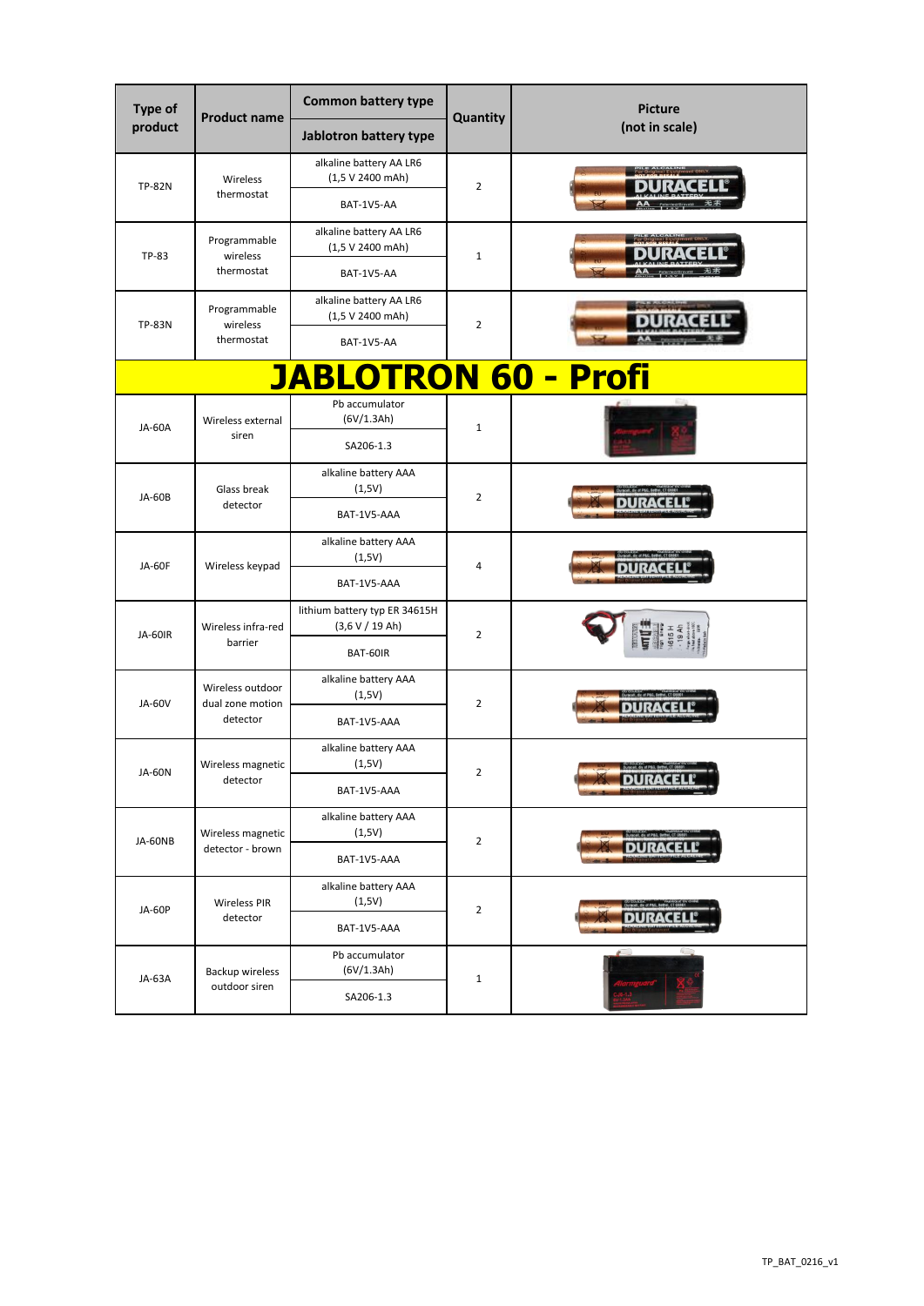| Type of product | Product name | Common battery type / Jablotron battery type | Quantity | Picture (not in scale) |
|---|---|---|---|---|
| TP-82N | Wireless thermostat | alkaline battery AA LR6 (1,5 V 2400 mAh) / BAT-1V5-AA | 2 | |
| TP-83 | Programmable wireless thermostat | alkaline battery AA LR6 (1,5 V 2400 mAh) / BAT-1V5-AA | 1 | |
| TP-83N | Programmable wireless thermostat | alkaline battery AA LR6 (1,5 V 2400 mAh) / BAT-1V5-AA | 2 | |
| **JABLOTRON 60 - Profi** | | | | |
| JA-60A | Wireless external siren | Pb accumulator (6V/1.3Ah) / SA206-1.3 | 1 | |
| JA-60B | Glass break detector | alkaline battery AAA (1,5V) / BAT-1V5-AAA | 2 | |
| JA-60F | Wireless keypad | alkaline battery AAA (1,5V) / BAT-1V5-AAA | 4 | |
| JA-60IR | Wireless infra-red barrier | lithium battery typ ER 34615H (3,6 V / 19 Ah) / BAT-60IR | 2 | |
| JA-60V | Wireless outdoor dual zone motion detector | alkaline battery AAA (1,5V) / BAT-1V5-AAA | 2 | |
| JA-60N | Wireless magnetic detector | alkaline battery AAA (1,5V) / BAT-1V5-AAA | 2 | |
| JA-60NB | Wireless magnetic detector - brown | alkaline battery AAA (1,5V) / BAT-1V5-AAA | 2 | |
| JA-60P | Wireless PIR detector | alkaline battery AAA (1,5V) / BAT-1V5-AAA | 2 | |
| JA-63A | Backup wireless outdoor siren | Pb accumulator (6V/1.3Ah) / SA206-1.3 | 1 | |

TP_BAT_0216_v1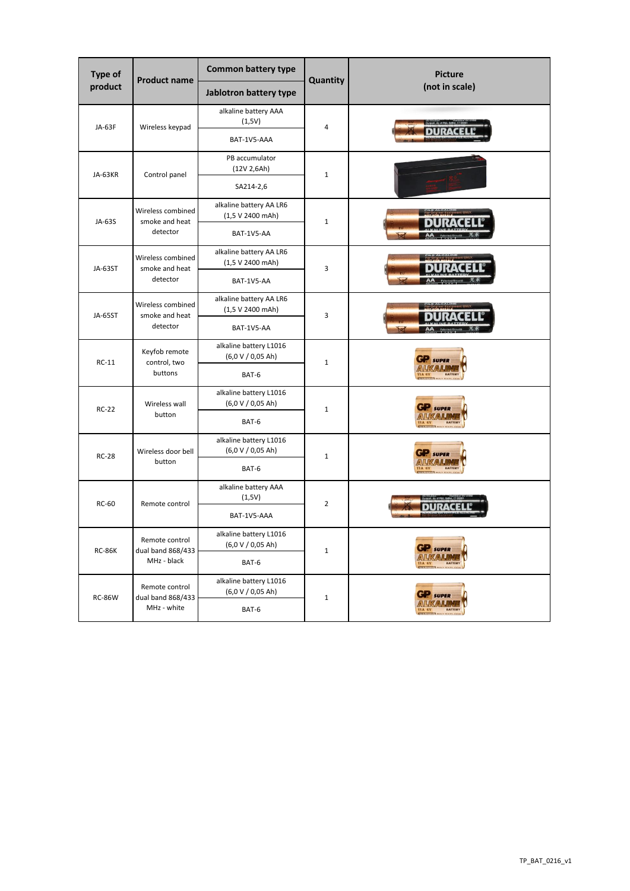| Type of product | Product name | Common battery type / Jablotron battery type | Quantity | Picture (not in scale) |
|---|---|---|---|---|
| JA-63F | Wireless keypad | alkaline battery AAA (1,5V) / BAT-1V5-AAA | 4 | |
| JA-63KR | Control panel | PB accumulator (12V 2,6Ah) / SA214-2,6 | 1 | |
| JA-63S | Wireless combined smoke and heat detector | alkaline battery AA LR6 (1,5 V 2400 mAh) / BAT-1V5-AA | 1 | |
| JA-63ST | Wireless combined smoke and heat detector | alkaline battery AA LR6 (1,5 V 2400 mAh) / BAT-1V5-AA | 3 | |
| JA-65ST | Wireless combined smoke and heat detector | alkaline battery AA LR6 (1,5 V 2400 mAh) / BAT-1V5-AA | 3 | |
| RC-11 | Keyfob remote control, two buttons | alkaline battery L1016 (6,0 V / 0,05 Ah) / BAT-6 | 1 | |
| RC-22 | Wireless wall button | alkaline battery L1016 (6,0 V / 0,05 Ah) / BAT-6 | 1 | |
| RC-28 | Wireless door bell button | alkaline battery L1016 (6,0 V / 0,05 Ah) / BAT-6 | 1 | |
| RC-60 | Remote control | alkaline battery AAA (1,5V) / BAT-1V5-AAA | 2 | |
| RC-86K | Remote control dual band 868/433 MHz - black | alkaline battery L1016 (6,0 V / 0,05 Ah) / BAT-6 | 1 | |
| RC-86W | Remote control dual band 868/433 MHz - white | alkaline battery L1016 (6,0 V / 0,05 Ah) / BAT-6 | 1 | |

TP_BAT_0216_v1